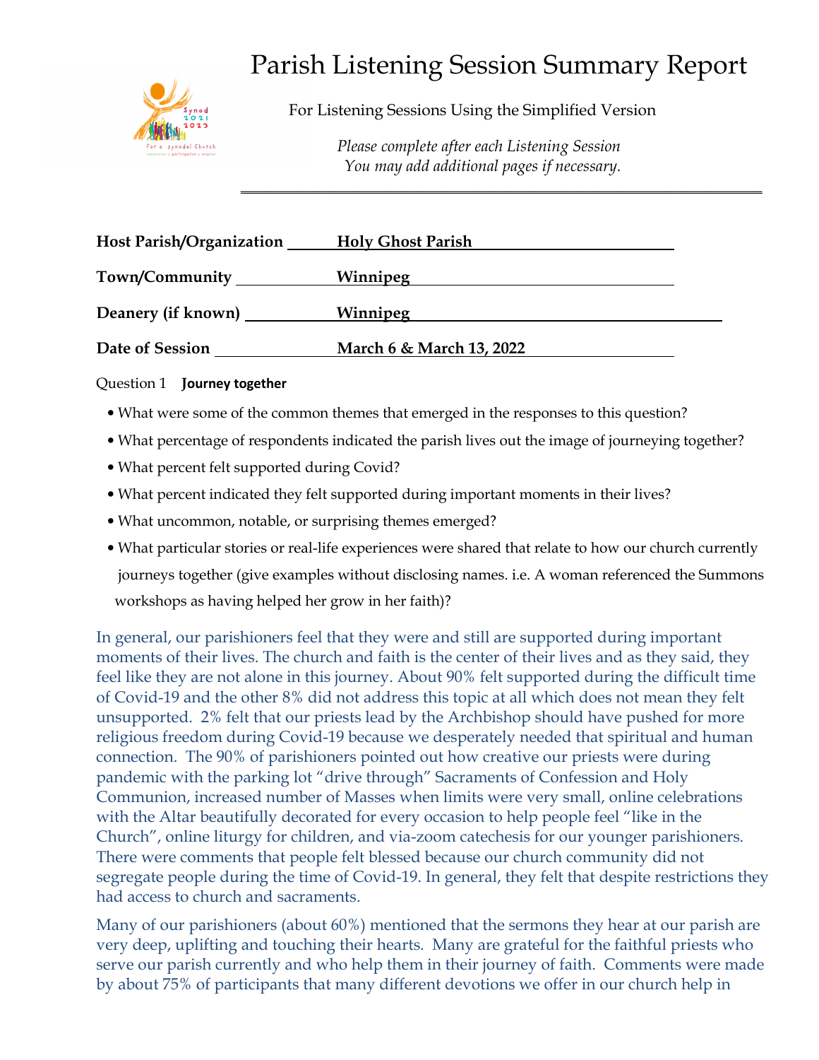# Parish Listening Session Summary Report

For Listening Sessions Using the Simplified Version

*Please complete after each Listening Session*
*You may add additional pages if necessary.*

---

**Host Parish/Organization** **Holy Ghost Parish**

**Town/Community** **Winnipeg**

**Deanery (if known)** **Winnipeg**

**Date of Session** **March 6 & March 13, 2022**

Question 1 **Journey together**

- What were some of the common themes that emerged in the responses to this question?
- What percentage of respondents indicated the parish lives out the image of journeying together?
- What percent felt supported during Covid?
- What percent indicated they felt supported during important moments in their lives?
- What uncommon, notable, or surprising themes emerged?
- What particular stories or real-life experiences were shared that relate to how our church currently journeys together (give examples without disclosing names. i.e. A woman referenced the Summons workshops as having helped her grow in her faith)?

In general, our parishioners feel that they were and still are supported during important moments of their lives. The church and faith is the center of their lives and as they said, they feel like they are not alone in this journey. About 90% felt supported during the difficult time of Covid-19 and the other 8% did not address this topic at all which does not mean they felt unsupported. 2% felt that our priests lead by the Archbishop should have pushed for more religious freedom during Covid-19 because we desperately needed that spiritual and human connection. The 90% of parishioners pointed out how creative our priests were during pandemic with the parking lot "drive through" Sacraments of Confession and Holy Communion, increased number of Masses when limits were very small, online celebrations with the Altar beautifully decorated for every occasion to help people feel "like in the Church", online liturgy for children, and via-zoom catechesis for our younger parishioners. There were comments that people felt blessed because our church community did not segregate people during the time of Covid-19. In general, they felt that despite restrictions they had access to church and sacraments.

Many of our parishioners (about 60%) mentioned that the sermons they hear at our parish are very deep, uplifting and touching their hearts. Many are grateful for the faithful priests who serve our parish currently and who help them in their journey of faith. Comments were made by about 75% of participants that many different devotions we offer in our church help in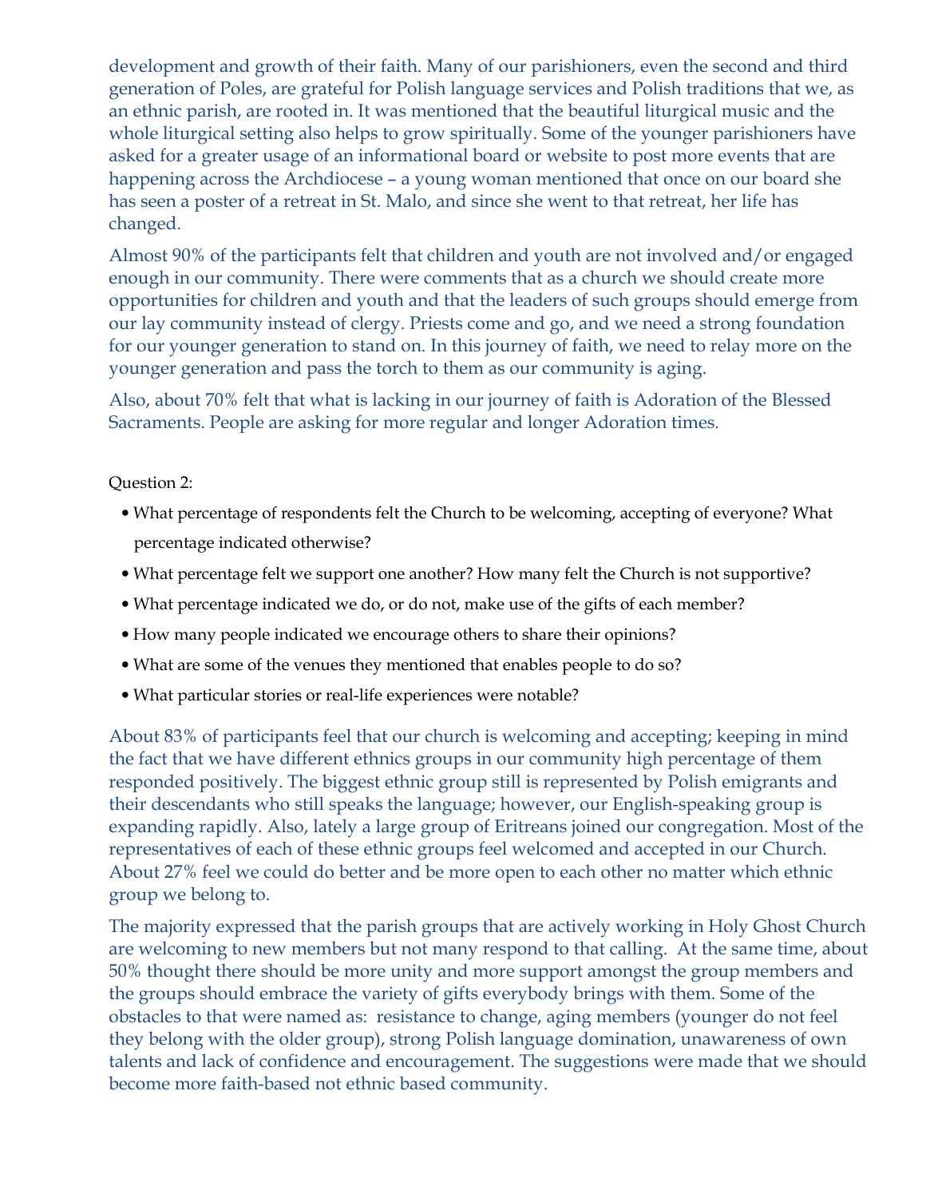development and growth of their faith. Many of our parishioners, even the second and third generation of Poles, are grateful for Polish language services and Polish traditions that we, as an ethnic parish, are rooted in. It was mentioned that the beautiful liturgical music and the whole liturgical setting also helps to grow spiritually. Some of the younger parishioners have asked for a greater usage of an informational board or website to post more events that are happening across the Archdiocese – a young woman mentioned that once on our board she has seen a poster of a retreat in St. Malo, and since she went to that retreat, her life has changed.

Almost 90% of the participants felt that children and youth are not involved and/or engaged enough in our community. There were comments that as a church we should create more opportunities for children and youth and that the leaders of such groups should emerge from our lay community instead of clergy. Priests come and go, and we need a strong foundation for our younger generation to stand on. In this journey of faith, we need to relay more on the younger generation and pass the torch to them as our community is aging.

Also, about 70% felt that what is lacking in our journey of faith is Adoration of the Blessed Sacraments. People are asking for more regular and longer Adoration times.

Question 2:

- What percentage of respondents felt the Church to be welcoming, accepting of everyone? What percentage indicated otherwise?
- What percentage felt we support one another? How many felt the Church is not supportive?
- What percentage indicated we do, or do not, make use of the gifts of each member?
- How many people indicated we encourage others to share their opinions?
- What are some of the venues they mentioned that enables people to do so?
- What particular stories or real-life experiences were notable?

About 83% of participants feel that our church is welcoming and accepting; keeping in mind the fact that we have different ethnics groups in our community high percentage of them responded positively. The biggest ethnic group still is represented by Polish emigrants and their descendants who still speaks the language; however, our English-speaking group is expanding rapidly. Also, lately a large group of Eritreans joined our congregation. Most of the representatives of each of these ethnic groups feel welcomed and accepted in our Church. About 27% feel we could do better and be more open to each other no matter which ethnic group we belong to.

The majority expressed that the parish groups that are actively working in Holy Ghost Church are welcoming to new members but not many respond to that calling. At the same time, about 50% thought there should be more unity and more support amongst the group members and the groups should embrace the variety of gifts everybody brings with them. Some of the obstacles to that were named as: resistance to change, aging members (younger do not feel they belong with the older group), strong Polish language domination, unawareness of own talents and lack of confidence and encouragement. The suggestions were made that we should become more faith-based not ethnic based community.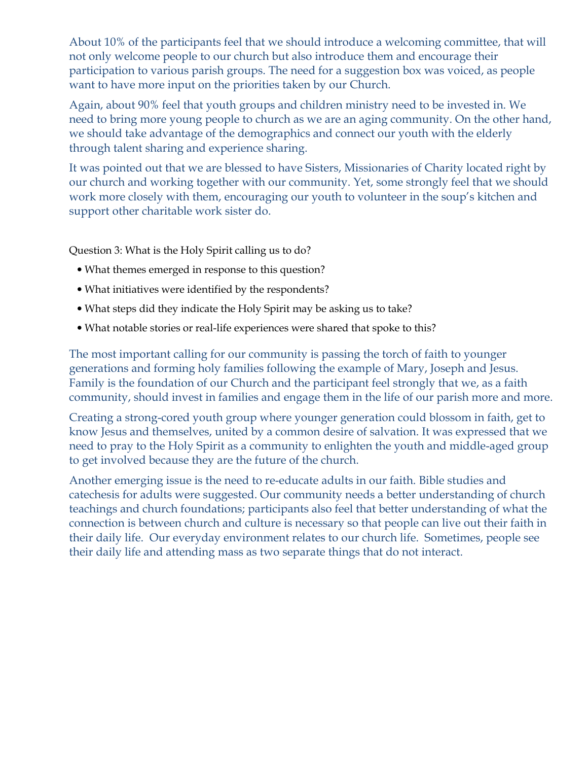About 10% of the participants feel that we should introduce a welcoming committee, that will not only welcome people to our church but also introduce them and encourage their participation to various parish groups. The need for a suggestion box was voiced, as people want to have more input on the priorities taken by our Church.

Again, about 90% feel that youth groups and children ministry need to be invested in. We need to bring more young people to church as we are an aging community. On the other hand, we should take advantage of the demographics and connect our youth with the elderly through talent sharing and experience sharing.

It was pointed out that we are blessed to have Sisters, Missionaries of Charity located right by our church and working together with our community. Yet, some strongly feel that we should work more closely with them, encouraging our youth to volunteer in the soup's kitchen and support other charitable work sister do.

Question 3: What is the Holy Spirit calling us to do?

- What themes emerged in response to this question?
- What initiatives were identified by the respondents?
- What steps did they indicate the Holy Spirit may be asking us to take?
- What notable stories or real-life experiences were shared that spoke to this?

The most important calling for our community is passing the torch of faith to younger generations and forming holy families following the example of Mary, Joseph and Jesus. Family is the foundation of our Church and the participant feel strongly that we, as a faith community, should invest in families and engage them in the life of our parish more and more.

Creating a strong-cored youth group where younger generation could blossom in faith, get to know Jesus and themselves, united by a common desire of salvation. It was expressed that we need to pray to the Holy Spirit as a community to enlighten the youth and middle-aged group to get involved because they are the future of the church.

Another emerging issue is the need to re-educate adults in our faith. Bible studies and catechesis for adults were suggested. Our community needs a better understanding of church teachings and church foundations; participants also feel that better understanding of what the connection is between church and culture is necessary so that people can live out their faith in their daily life. Our everyday environment relates to our church life. Sometimes, people see their daily life and attending mass as two separate things that do not interact.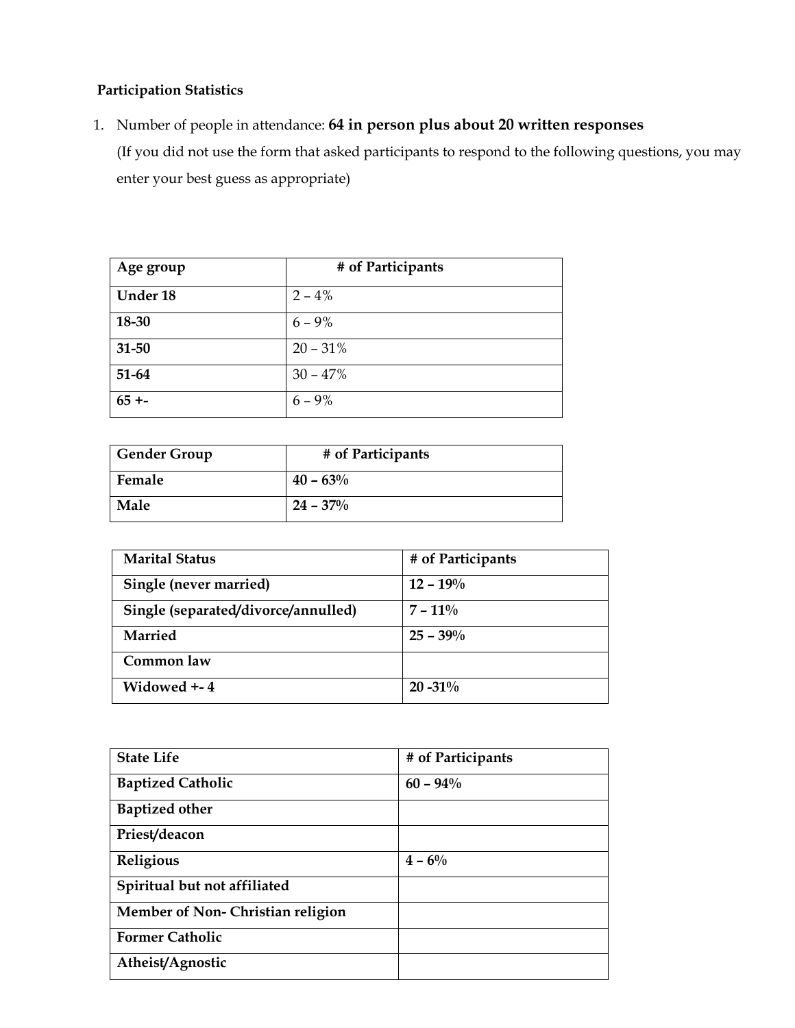**Participation Statistics**

1. Number of people in attendance: **64 in person plus about 20 written responses**
   (If you did not use the form that asked participants to respond to the following questions, you may enter your best guess as appropriate)

| Age group | # of Participants |
|---|---|
| **Under 18** | 2 – 4% |
| **18-30** | 6 – 9% |
| **31-50** | 20 – 31% |
| **51-64** | 30 – 47% |
| **65 +-** | 6 – 9% |

| Gender Group | # of Participants |
|---|---|
| **Female** | **40 – 63%** |
| **Male** | **24 – 37%** |

| Marital Status | # of Participants |
|---|---|
| **Single (never married)** | **12 – 19%** |
| **Single (separated/divorce/annulled)** | **7 – 11%** |
| **Married** | **25 – 39%** |
| **Common law** | |
| **Widowed +- 4** | **20 -31%** |

| State Life | # of Participants |
|---|---|
| **Baptized Catholic** | **60 – 94%** |
| **Baptized other** | |
| **Priest/deacon** | |
| **Religious** | **4 – 6%** |
| **Spiritual but not affiliated** | |
| **Member of Non- Christian religion** | |
| **Former Catholic** | |
| **Atheist/Agnostic** | |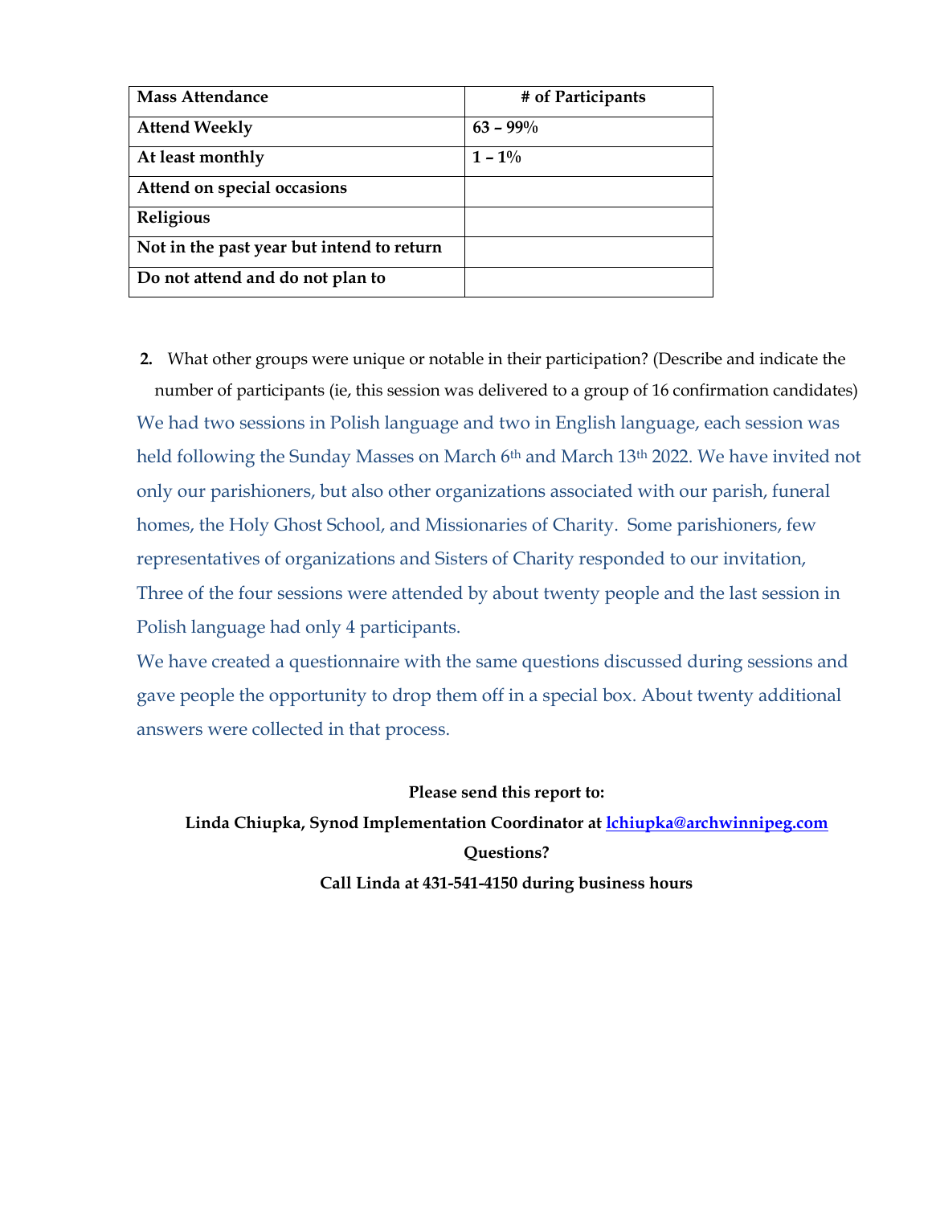| Mass Attendance | # of Participants |
|---|---|
| Attend Weekly | 63 – 99% |
| At least monthly | 1 – 1% |
| Attend on special occasions | |
| Religious | |
| Not in the past year but intend to return | |
| Do not attend and do not plan to | |

2. What other groups were unique or notable in their participation? (Describe and indicate the number of participants (ie, this session was delivered to a group of 16 confirmation candidates)

We had two sessions in Polish language and two in English language, each session was held following the Sunday Masses on March 6th and March 13th 2022. We have invited not only our parishioners, but also other organizations associated with our parish, funeral homes, the Holy Ghost School, and Missionaries of Charity. Some parishioners, few representatives of organizations and Sisters of Charity responded to our invitation, Three of the four sessions were attended by about twenty people and the last session in Polish language had only 4 participants.

We have created a questionnaire with the same questions discussed during sessions and gave people the opportunity to drop them off in a special box. About twenty additional answers were collected in that process.

**Please send this report to:**

**Linda Chiupka, Synod Implementation Coordinator at [lchiupka@archwinnipeg.com](mailto:lchiupka@archwinnipeg.com)**

**Questions?**

**Call Linda at 431-541-4150 during business hours**